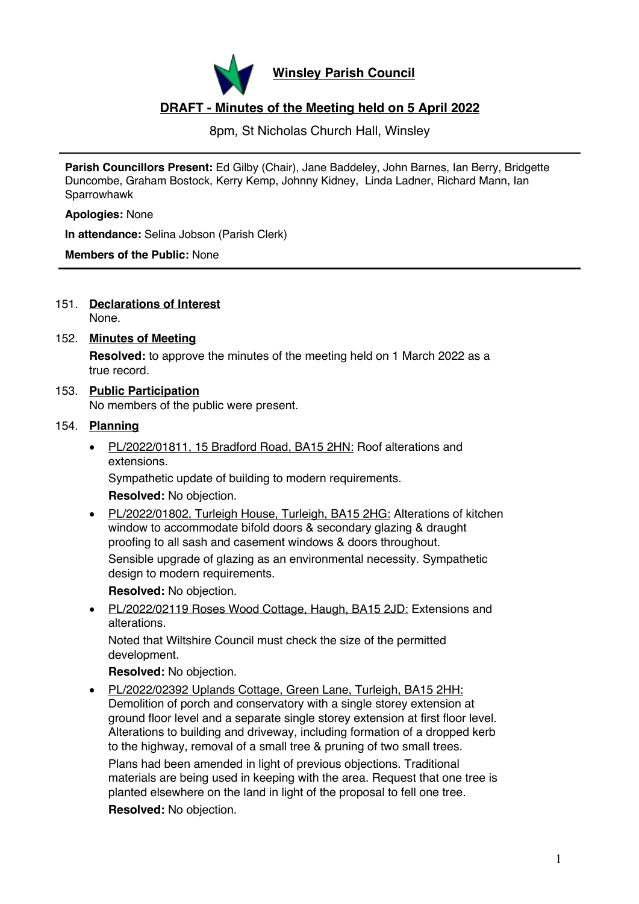# Winsley Parish Council

## DRAFT - Minutes of the Meeting held on 5 April 2022

8pm, St Nicholas Church Hall, Winsley

---

**Parish Councillors Present:** Ed Gilby (Chair), Jane Baddeley, John Barnes, Ian Berry, Bridgette Duncombe, Graham Bostock, Kerry Kemp, Johnny Kidney, Linda Ladner, Richard Mann, Ian Sparrowhawk

**Apologies:** None

**In attendance:** Selina Jobson (Parish Clerk)

**Members of the Public:** None

---

151. **Declarations of Interest**
None.

152. **Minutes of Meeting**
**Resolved:** to approve the minutes of the meeting held on 1 March 2022 as a true record.

153. **Public Participation**
No members of the public were present.

154. **Planning**

- PL/2022/01811, 15 Bradford Road, BA15 2HN: Roof alterations and extensions.
  Sympathetic update of building to modern requirements.
  **Resolved:** No objection.
- PL/2022/01802, Turleigh House, Turleigh, BA15 2HG: Alterations of kitchen window to accommodate bifold doors & secondary glazing & draught proofing to all sash and casement windows & doors throughout.
  Sensible upgrade of glazing as an environmental necessity. Sympathetic design to modern requirements.
  **Resolved:** No objection.
- PL/2022/02119 Roses Wood Cottage, Haugh, BA15 2JD: Extensions and alterations.
  Noted that Wiltshire Council must check the size of the permitted development.
  **Resolved:** No objection.
- PL/2022/02392 Uplands Cottage, Green Lane, Turleigh, BA15 2HH: Demolition of porch and conservatory with a single storey extension at ground floor level and a separate single storey extension at first floor level. Alterations to building and driveway, including formation of a dropped kerb to the highway, removal of a small tree & pruning of two small trees.
  Plans had been amended in light of previous objections. Traditional materials are being used in keeping with the area. Request that one tree is planted elsewhere on the land in light of the proposal to fell one tree.
  **Resolved:** No objection.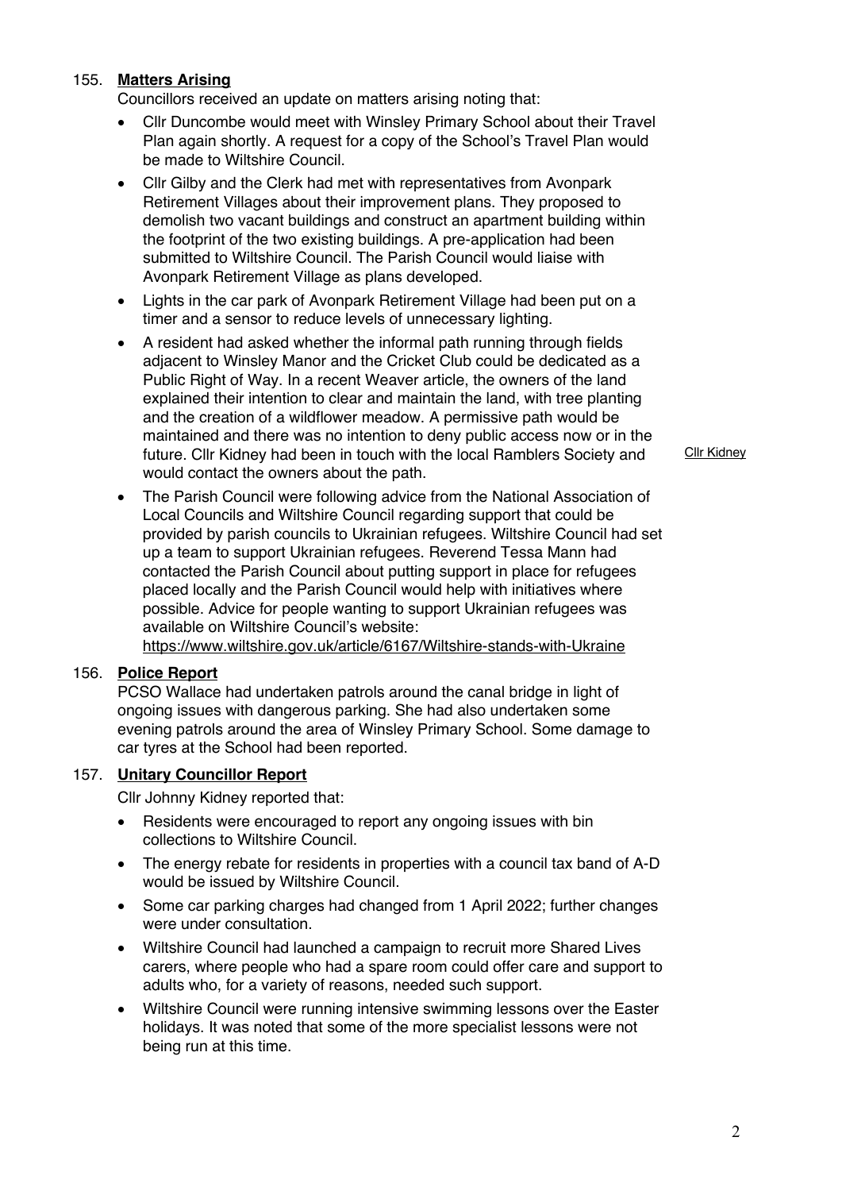155. **Matters Arising**

Councillors received an update on matters arising noting that:

- Cllr Duncombe would meet with Winsley Primary School about their Travel Plan again shortly. A request for a copy of the School's Travel Plan would be made to Wiltshire Council.
- Cllr Gilby and the Clerk had met with representatives from Avonpark Retirement Villages about their improvement plans. They proposed to demolish two vacant buildings and construct an apartment building within the footprint of the two existing buildings. A pre-application had been submitted to Wiltshire Council. The Parish Council would liaise with Avonpark Retirement Village as plans developed.
- Lights in the car park of Avonpark Retirement Village had been put on a timer and a sensor to reduce levels of unnecessary lighting.
- A resident had asked whether the informal path running through fields adjacent to Winsley Manor and the Cricket Club could be dedicated as a Public Right of Way. In a recent Weaver article, the owners of the land explained their intention to clear and maintain the land, with tree planting and the creation of a wildflower meadow. A permissive path would be maintained and there was no intention to deny public access now or in the future. Cllr Kidney had been in touch with the local Ramblers Society and would contact the owners about the path. Cllr Kidney
- The Parish Council were following advice from the National Association of Local Councils and Wiltshire Council regarding support that could be provided by parish councils to Ukrainian refugees. Wiltshire Council had set up a team to support Ukrainian refugees. Reverend Tessa Mann had contacted the Parish Council about putting support in place for refugees placed locally and the Parish Council would help with initiatives where possible. Advice for people wanting to support Ukrainian refugees was available on Wiltshire Council's website: https://www.wiltshire.gov.uk/article/6167/Wiltshire-stands-with-Ukraine

156. **Police Report**

PCSO Wallace had undertaken patrols around the canal bridge in light of ongoing issues with dangerous parking. She had also undertaken some evening patrols around the area of Winsley Primary School. Some damage to car tyres at the School had been reported.

157. **Unitary Councillor Report**

Cllr Johnny Kidney reported that:

- Residents were encouraged to report any ongoing issues with bin collections to Wiltshire Council.
- The energy rebate for residents in properties with a council tax band of A-D would be issued by Wiltshire Council.
- Some car parking charges had changed from 1 April 2022; further changes were under consultation.
- Wiltshire Council had launched a campaign to recruit more Shared Lives carers, where people who had a spare room could offer care and support to adults who, for a variety of reasons, needed such support.
- Wiltshire Council were running intensive swimming lessons over the Easter holidays. It was noted that some of the more specialist lessons were not being run at this time.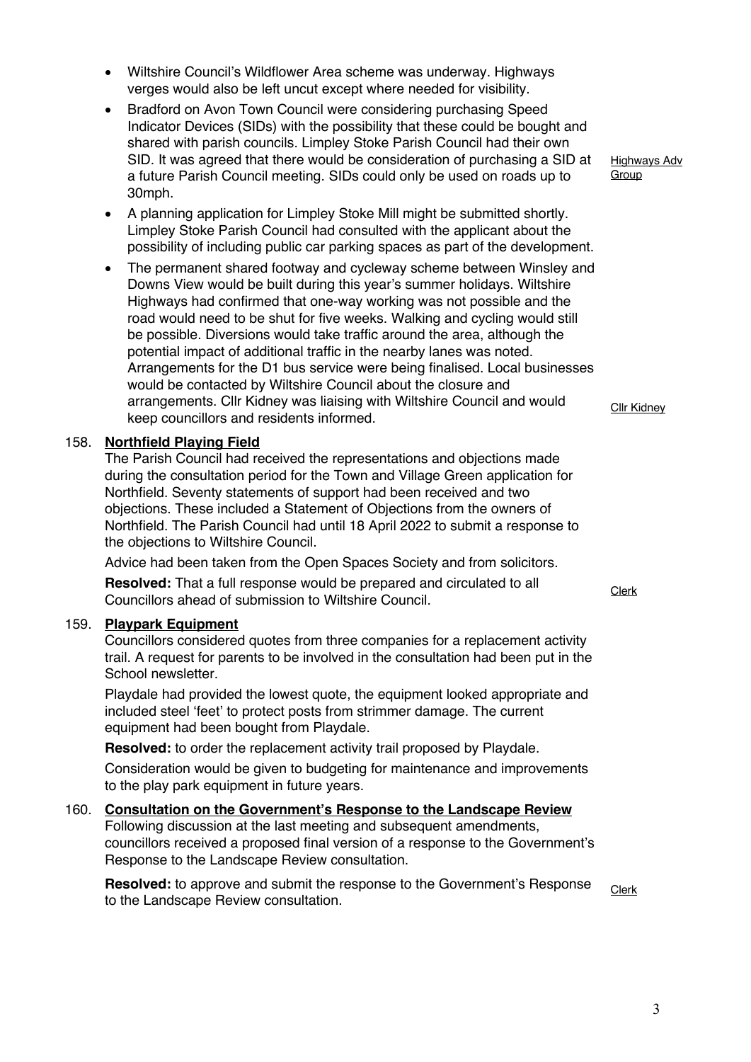- Wiltshire Council's Wildflower Area scheme was underway. Highways verges would also be left uncut except where needed for visibility.
- Bradford on Avon Town Council were considering purchasing Speed Indicator Devices (SIDs) with the possibility that these could be bought and shared with parish councils. Limpley Stoke Parish Council had their own SID. It was agreed that there would be consideration of purchasing a SID at a future Parish Council meeting. SIDs could only be used on roads up to 30mph. — Highways Adv Group
- A planning application for Limpley Stoke Mill might be submitted shortly. Limpley Stoke Parish Council had consulted with the applicant about the possibility of including public car parking spaces as part of the development.
- The permanent shared footway and cycleway scheme between Winsley and Downs View would be built during this year's summer holidays. Wiltshire Highways had confirmed that one-way working was not possible and the road would need to be shut for five weeks. Walking and cycling would still be possible. Diversions would take traffic around the area, although the potential impact of additional traffic in the nearby lanes was noted. Arrangements for the D1 bus service were being finalised. Local businesses would be contacted by Wiltshire Council about the closure and arrangements. Cllr Kidney was liaising with Wiltshire Council and would keep councillors and residents informed. — Cllr Kidney

## 158. Northfield Playing Field

The Parish Council had received the representations and objections made during the consultation period for the Town and Village Green application for Northfield. Seventy statements of support had been received and two objections. These included a Statement of Objections from the owners of Northfield. The Parish Council had until 18 April 2022 to submit a response to the objections to Wiltshire Council.

Advice had been taken from the Open Spaces Society and from solicitors.

**Resolved:** That a full response would be prepared and circulated to all Councillors ahead of submission to Wiltshire Council. — Clerk

## 159. Playpark Equipment

Councillors considered quotes from three companies for a replacement activity trail. A request for parents to be involved in the consultation had been put in the School newsletter.

Playdale had provided the lowest quote, the equipment looked appropriate and included steel 'feet' to protect posts from strimmer damage. The current equipment had been bought from Playdale.

**Resolved:** to order the replacement activity trail proposed by Playdale.

Consideration would be given to budgeting for maintenance and improvements to the play park equipment in future years.

## 160. Consultation on the Government's Response to the Landscape Review

Following discussion at the last meeting and subsequent amendments, councillors received a proposed final version of a response to the Government's Response to the Landscape Review consultation.

**Resolved:** to approve and submit the response to the Government's Response to the Landscape Review consultation. — Clerk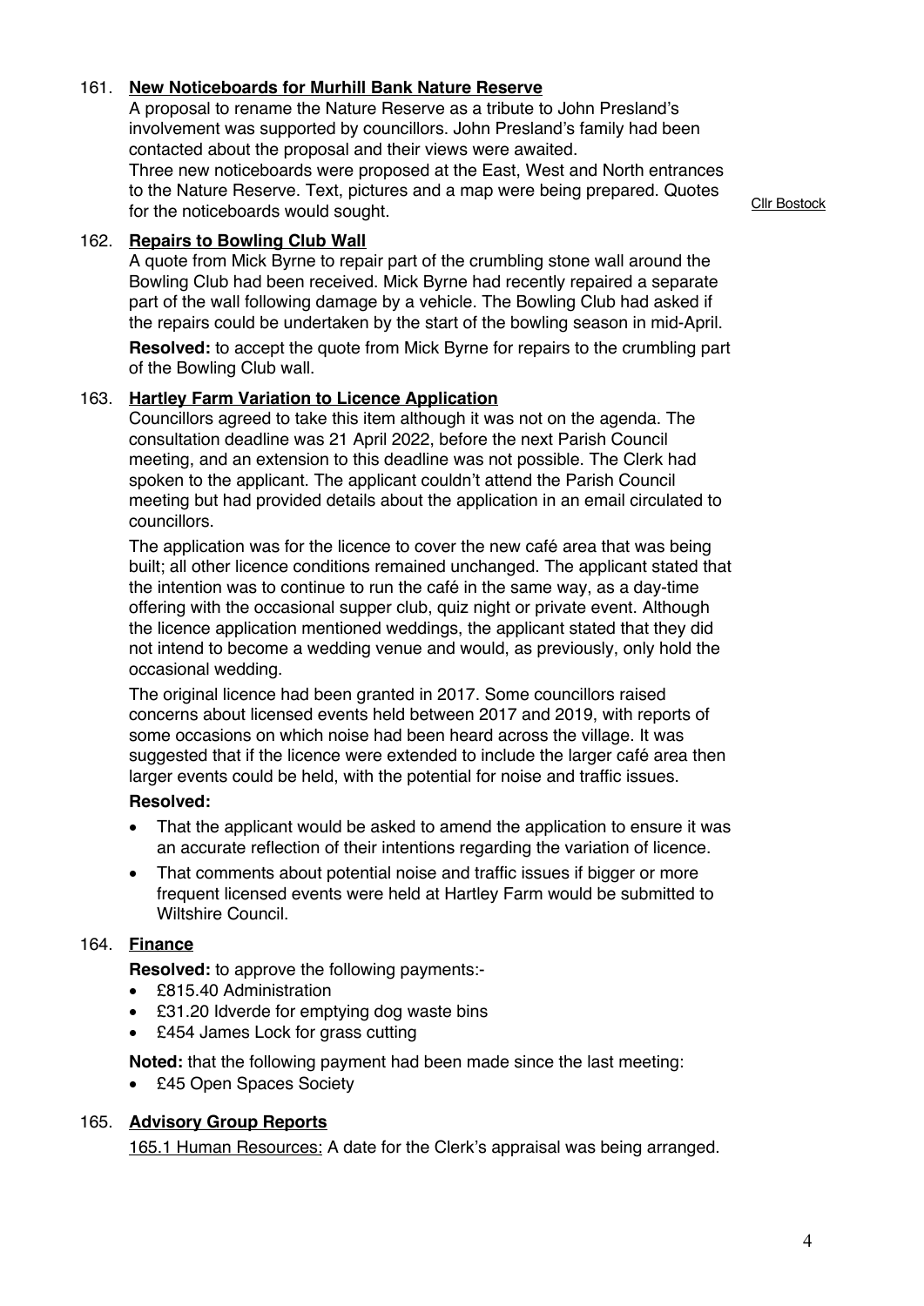161. **New Noticeboards for Murhill Bank Nature Reserve**

A proposal to rename the Nature Reserve as a tribute to John Presland's involvement was supported by councillors. John Presland's family had been contacted about the proposal and their views were awaited.
Three new noticeboards were proposed at the East, West and North entrances to the Nature Reserve. Text, pictures and a map were being prepared. Quotes for the noticeboards would sought.

Cllr Bostock

162. **Repairs to Bowling Club Wall**

A quote from Mick Byrne to repair part of the crumbling stone wall around the Bowling Club had been received. Mick Byrne had recently repaired a separate part of the wall following damage by a vehicle. The Bowling Club had asked if the repairs could be undertaken by the start of the bowling season in mid-April.

**Resolved:** to accept the quote from Mick Byrne for repairs to the crumbling part of the Bowling Club wall.

163. **Hartley Farm Variation to Licence Application**

Councillors agreed to take this item although it was not on the agenda. The consultation deadline was 21 April 2022, before the next Parish Council meeting, and an extension to this deadline was not possible. The Clerk had spoken to the applicant. The applicant couldn't attend the Parish Council meeting but had provided details about the application in an email circulated to councillors.

The application was for the licence to cover the new café area that was being built; all other licence conditions remained unchanged. The applicant stated that the intention was to continue to run the café in the same way, as a day-time offering with the occasional supper club, quiz night or private event. Although the licence application mentioned weddings, the applicant stated that they did not intend to become a wedding venue and would, as previously, only hold the occasional wedding.

The original licence had been granted in 2017. Some councillors raised concerns about licensed events held between 2017 and 2019, with reports of some occasions on which noise had been heard across the village. It was suggested that if the licence were extended to include the larger café area then larger events could be held, with the potential for noise and traffic issues.

**Resolved:**

- That the applicant would be asked to amend the application to ensure it was an accurate reflection of their intentions regarding the variation of licence.
- That comments about potential noise and traffic issues if bigger or more frequent licensed events were held at Hartley Farm would be submitted to Wiltshire Council.

164. **Finance**

**Resolved:** to approve the following payments:-

- £815.40 Administration
- £31.20 Idverde for emptying dog waste bins
- £454 James Lock for grass cutting

**Noted:** that the following payment had been made since the last meeting:

- £45 Open Spaces Society

165. **Advisory Group Reports**

165.1 Human Resources: A date for the Clerk's appraisal was being arranged.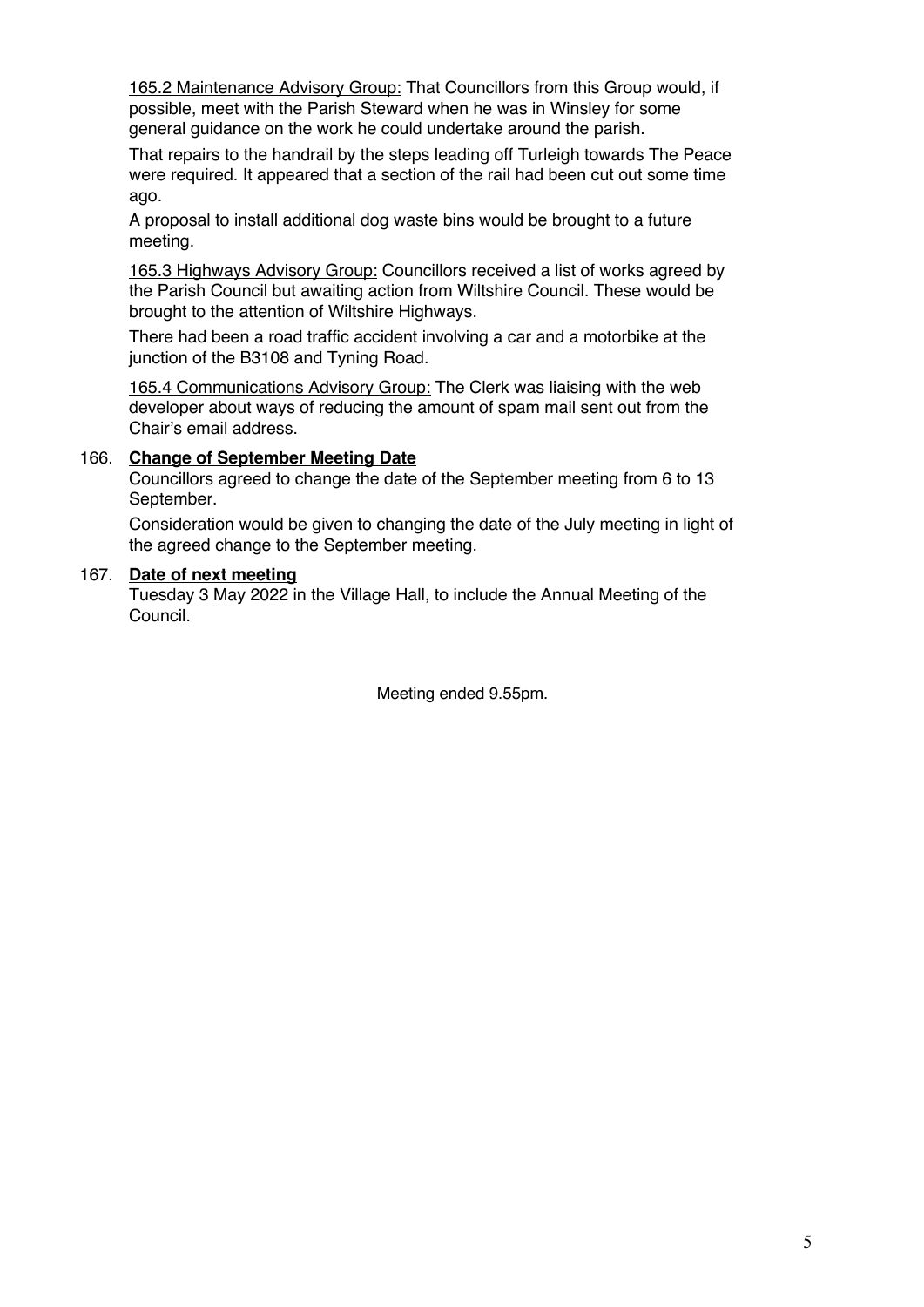165.2 Maintenance Advisory Group: That Councillors from this Group would, if possible, meet with the Parish Steward when he was in Winsley for some general guidance on the work he could undertake around the parish.

That repairs to the handrail by the steps leading off Turleigh towards The Peace were required. It appeared that a section of the rail had been cut out some time ago.

A proposal to install additional dog waste bins would be brought to a future meeting.

165.3 Highways Advisory Group: Councillors received a list of works agreed by the Parish Council but awaiting action from Wiltshire Council. These would be brought to the attention of Wiltshire Highways.

There had been a road traffic accident involving a car and a motorbike at the junction of the B3108 and Tyning Road.

165.4 Communications Advisory Group: The Clerk was liaising with the web developer about ways of reducing the amount of spam mail sent out from the Chair's email address.

166. **Change of September Meeting Date**

Councillors agreed to change the date of the September meeting from 6 to 13 September.

Consideration would be given to changing the date of the July meeting in light of the agreed change to the September meeting.

167. **Date of next meeting**

Tuesday 3 May 2022 in the Village Hall, to include the Annual Meeting of the Council.

Meeting ended 9.55pm.